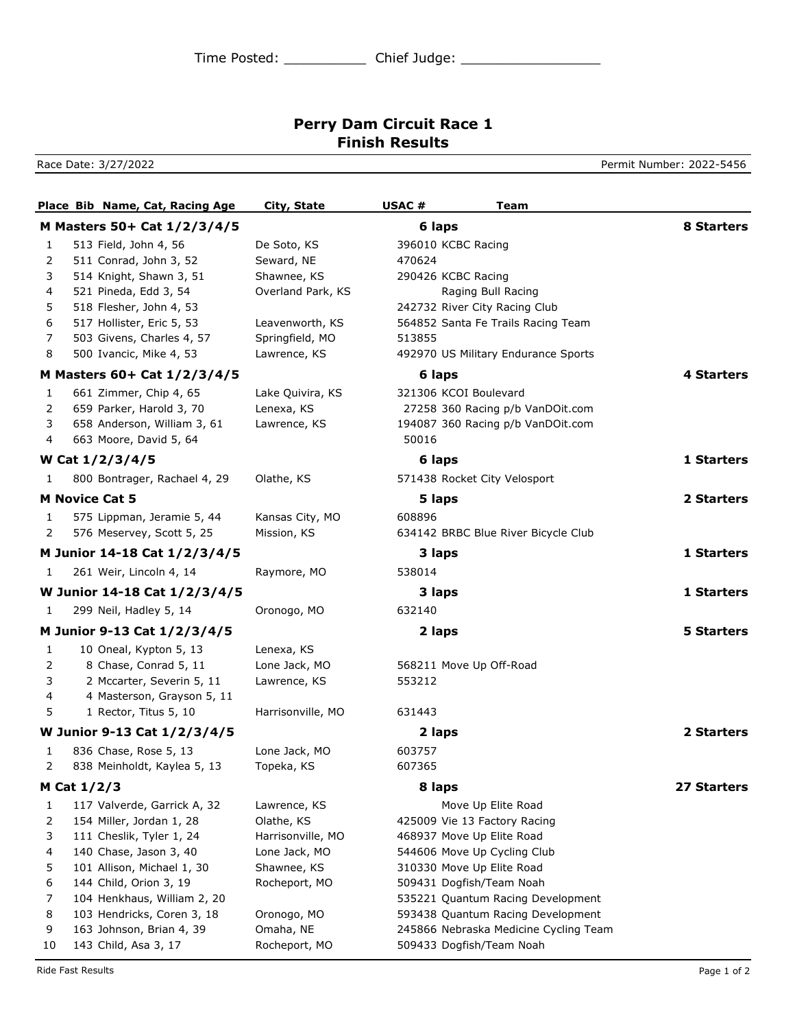Time Posted: __________ Chief Judge: _________________

# Perry Dam Circuit Race 1
## Finish Results

Race Date: 3/27/2022 | Permit Number: 2022-5456

| Place | Bib | Name, Cat, Racing Age | City, State | USAC # | Team |
|---|---|---|---|---|---|
| **M Masters 50+ Cat 1/2/3/4/5** | | | | **6 laps** | **8 Starters** |
| 1 | 513 | Field, John 4, 56 | De Soto, KS | 396010 | KCBC Racing |
| 2 | 511 | Conrad, John 3, 52 | Seward, NE | 470624 | |
| 3 | 514 | Knight, Shawn 3, 51 | Shawnee, KS | 290426 | KCBC Racing |
| 4 | 521 | Pineda, Edd 3, 54 | Overland Park, KS | | Raging Bull Racing |
| 5 | 518 | Flesher, John 4, 53 | | 242732 | River City Racing Club |
| 6 | 517 | Hollister, Eric 5, 53 | Leavenworth, KS | 564852 | Santa Fe Trails Racing Team |
| 7 | 503 | Givens, Charles 4, 57 | Springfield, MO | 513855 | |
| 8 | 500 | Ivancic, Mike 4, 53 | Lawrence, KS | 492970 | US Military Endurance Sports |
| **M Masters 60+ Cat 1/2/3/4/5** | | | | **6 laps** | **4 Starters** |
| 1 | 661 | Zimmer, Chip 4, 65 | Lake Quivira, KS | 321306 | KCOI Boulevard |
| 2 | 659 | Parker, Harold 3, 70 | Lenexa, KS | 27258 | 360 Racing p/b VanDOit.com |
| 3 | 658 | Anderson, William 3, 61 | Lawrence, KS | 194087 | 360 Racing p/b VanDOit.com |
| 4 | 663 | Moore, David 5, 64 | | 50016 | |
| **W Cat 1/2/3/4/5** | | | | **6 laps** | **1 Starters** |
| 1 | 800 | Bontrager, Rachael 4, 29 | Olathe, KS | 571438 | Rocket City Velosport |
| **M Novice Cat 5** | | | | **5 laps** | **2 Starters** |
| 1 | 575 | Lippman, Jeramie 5, 44 | Kansas City, MO | 608896 | |
| 2 | 576 | Meservey, Scott 5, 25 | Mission, KS | 634142 | BRBC Blue River Bicycle Club |
| **M Junior 14-18 Cat 1/2/3/4/5** | | | | **3 laps** | **1 Starters** |
| 1 | 261 | Weir, Lincoln 4, 14 | Raymore, MO | 538014 | |
| **W Junior 14-18 Cat 1/2/3/4/5** | | | | **3 laps** | **1 Starters** |
| 1 | 299 | Neil, Hadley 5, 14 | Oronogo, MO | 632140 | |
| **M Junior 9-13 Cat 1/2/3/4/5** | | | | **2 laps** | **5 Starters** |
| 1 | 10 | Oneal, Kypton 5, 13 | Lenexa, KS | | |
| 2 | 8 | Chase, Conrad 5, 11 | Lone Jack, MO | 568211 | Move Up Off-Road |
| 3 | 2 | Mccarter, Severin 5, 11 | Lawrence, KS | 553212 | |
| 4 | 4 | Masterson, Grayson 5, 11 | | | |
| 5 | 1 | Rector, Titus 5, 10 | Harrisonville, MO | 631443 | |
| **W Junior 9-13 Cat 1/2/3/4/5** | | | | **2 laps** | **2 Starters** |
| 1 | 836 | Chase, Rose 5, 13 | Lone Jack, MO | 603757 | |
| 2 | 838 | Meinholdt, Kaylea 5, 13 | Topeka, KS | 607365 | |
| **M Cat 1/2/3** | | | | **8 laps** | **27 Starters** |
| 1 | 117 | Valverde, Garrick A, 32 | Lawrence, KS | | Move Up Elite Road |
| 2 | 154 | Miller, Jordan 1, 28 | Olathe, KS | 425009 | Vie 13 Factory Racing |
| 3 | 111 | Cheslik, Tyler 1, 24 | Harrisonville, MO | 468937 | Move Up Elite Road |
| 4 | 140 | Chase, Jason 3, 40 | Lone Jack, MO | 544606 | Move Up Cycling Club |
| 5 | 101 | Allison, Michael 1, 30 | Shawnee, KS | 310330 | Move Up Elite Road |
| 6 | 144 | Child, Orion 3, 19 | Rocheport, MO | 509431 | Dogfish/Team Noah |
| 7 | 104 | Henkhaus, William 2, 20 | | 535221 | Quantum Racing Development |
| 8 | 103 | Hendricks, Coren 3, 18 | Oronogo, MO | 593438 | Quantum Racing Development |
| 9 | 163 | Johnson, Brian 4, 39 | Omaha, NE | 245866 | Nebraska Medicine Cycling Team |
| 10 | 143 | Child, Asa 3, 17 | Rocheport, MO | 509433 | Dogfish/Team Noah |

Ride Fast Results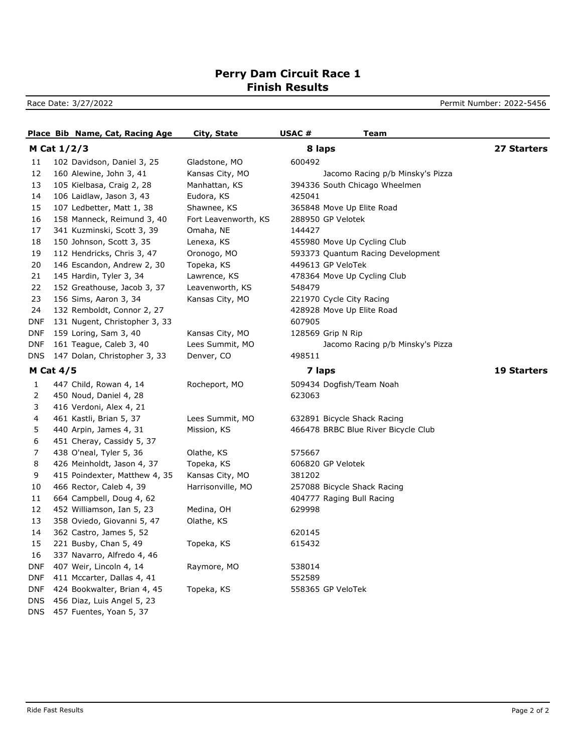# Perry Dam Circuit Race 1
## Finish Results

Race Date: 3/27/2022

Permit Number: 2022-5456

| Place | Bib | Name, Cat, Racing Age | City, State | USAC # | Team |
|---|---|---|---|---|---|
| **M Cat 1/2/3** | | | | **8 laps** | **27 Starters** |
| 11 | 102 | Davidson, Daniel 3, 25 | Gladstone, MO | 600492 | |
| 12 | 160 | Alewine, John 3, 41 | Kansas City, MO | | Jacomo Racing p/b Minsky's Pizza |
| 13 | 105 | Kielbasa, Craig 2, 28 | Manhattan, KS | 394336 | South Chicago Wheelmen |
| 14 | 106 | Laidlaw, Jason 3, 43 | Eudora, KS | 425041 | |
| 15 | 107 | Ledbetter, Matt 1, 38 | Shawnee, KS | 365848 | Move Up Elite Road |
| 16 | 158 | Manneck, Reimund 3, 40 | Fort Leavenworth, KS | 288950 | GP Velotek |
| 17 | 341 | Kuzminski, Scott 3, 39 | Omaha, NE | 144427 | |
| 18 | 150 | Johnson, Scott 3, 35 | Lenexa, KS | 455980 | Move Up Cycling Club |
| 19 | 112 | Hendricks, Chris 3, 47 | Oronogo, MO | 593373 | Quantum Racing Development |
| 20 | 146 | Escandon, Andrew 2, 30 | Topeka, KS | 449613 | GP VeloTek |
| 21 | 145 | Hardin, Tyler 3, 34 | Lawrence, KS | 478364 | Move Up Cycling Club |
| 22 | 152 | Greathouse, Jacob 3, 37 | Leavenworth, KS | 548479 | |
| 23 | 156 | Sims, Aaron 3, 34 | Kansas City, MO | 221970 | Cycle City Racing |
| 24 | 132 | Remboldt, Connor 2, 27 | | 428928 | Move Up Elite Road |
| DNF | 131 | Nugent, Christopher 3, 33 | | 607905 | |
| DNF | 159 | Loring, Sam 3, 40 | Kansas City, MO | 128569 | Grip N Rip |
| DNF | 161 | Teague, Caleb 3, 40 | Lees Summit, MO | | Jacomo Racing p/b Minsky's Pizza |
| DNS | 147 | Dolan, Christopher 3, 33 | Denver, CO | 498511 | |
| **M Cat 4/5** | | | | **7 laps** | **19 Starters** |
| 1 | 447 | Child, Rowan 4, 14 | Rocheport, MO | 509434 | Dogfish/Team Noah |
| 2 | 450 | Noud, Daniel 4, 28 | | 623063 | |
| 3 | 416 | Verdoni, Alex 4, 21 | | | |
| 4 | 461 | Kastli, Brian 5, 37 | Lees Summit, MO | 632891 | Bicycle Shack Racing |
| 5 | 440 | Arpin, James 4, 31 | Mission, KS | 466478 | BRBC Blue River Bicycle Club |
| 6 | 451 | Cheray, Cassidy 5, 37 | | | |
| 7 | 438 | O'neal, Tyler 5, 36 | Olathe, KS | 575667 | |
| 8 | 426 | Meinholdt, Jason 4, 37 | Topeka, KS | 606820 | GP Velotek |
| 9 | 415 | Poindexter, Matthew 4, 35 | Kansas City, MO | 381202 | |
| 10 | 466 | Rector, Caleb 4, 39 | Harrisonville, MO | 257088 | Bicycle Shack Racing |
| 11 | 664 | Campbell, Doug 4, 62 | | 404777 | Raging Bull Racing |
| 12 | 452 | Williamson, Ian 5, 23 | Medina, OH | 629998 | |
| 13 | 358 | Oviedo, Giovanni 5, 47 | Olathe, KS | | |
| 14 | 362 | Castro, James 5, 52 | | 620145 | |
| 15 | 221 | Busby, Chan 5, 49 | Topeka, KS | 615432 | |
| 16 | 337 | Navarro, Alfredo 4, 46 | | | |
| DNF | 407 | Weir, Lincoln 4, 14 | Raymore, MO | 538014 | |
| DNF | 411 | Mccarter, Dallas 4, 41 | | 552589 | |
| DNF | 424 | Bookwalter, Brian 4, 45 | Topeka, KS | 558365 | GP VeloTek |
| DNS | 456 | Diaz, Luis Angel 5, 23 | | | |
| DNS | 457 | Fuentes, Yoan 5, 37 | | | |

Ride Fast Results